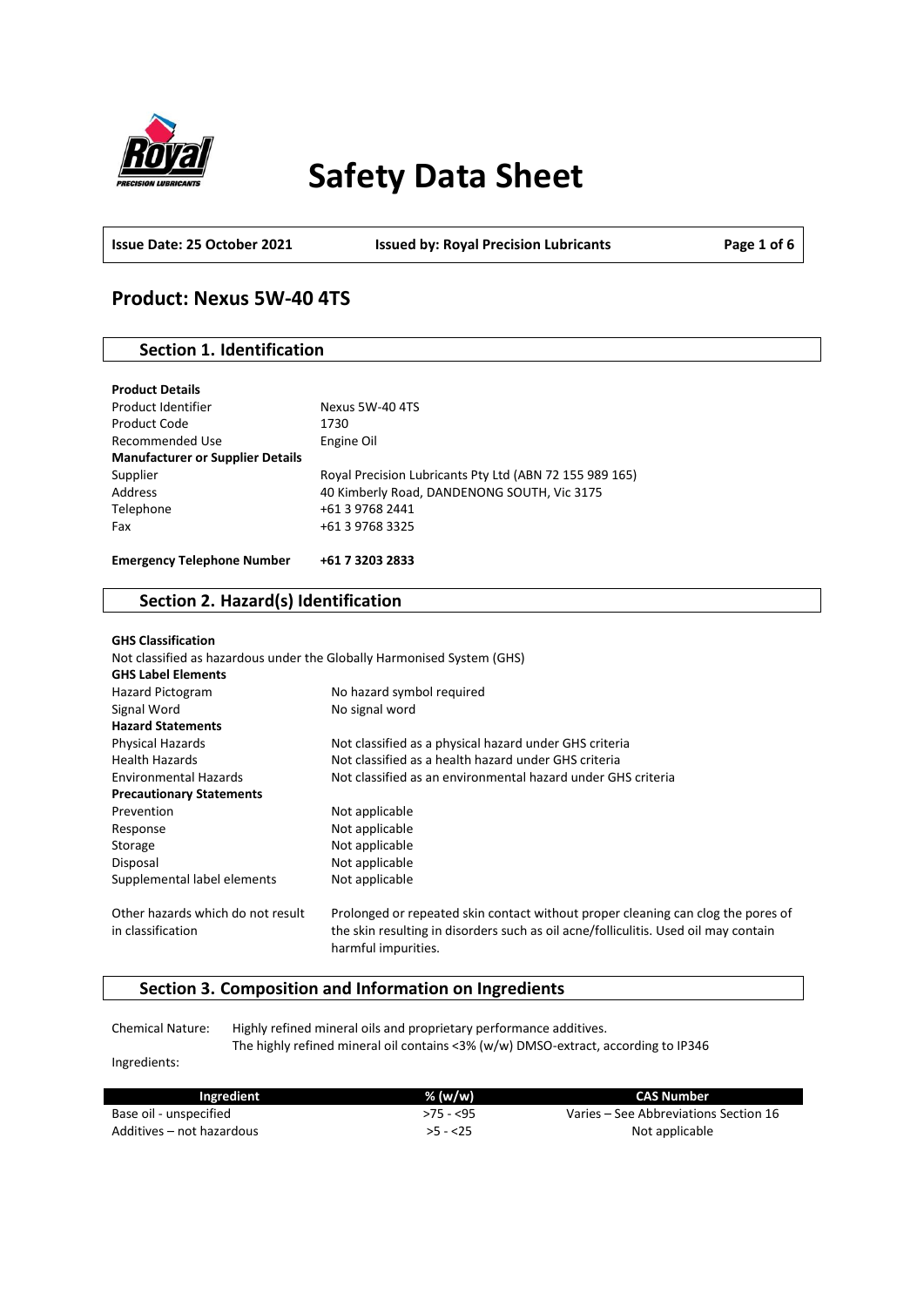# Safety Data Sheet

| Issue Date: 25 October 2021 | Issued by: Royal Precision Lubricants |
|---|---|

## Product: Nexus 5W-40 4TS

### Section 1. Identification

**Product Details**

| | |
|---|---|
| Product Identifier | Nexus 5W-40 4TS |
| Product Code | 1730 |
| Recommended Use | Engine Oil |
| **Manufacturer or Supplier Details** | |
| Supplier | Royal Precision Lubricants Pty Ltd (ABN 72 155 989 165) |
| Address | 40 Kimberly Road, DANDENONG SOUTH, Vic 3175 |
| Telephone | +61 3 9768 2441 |
| Fax | +61 3 9768 3325 |

**Emergency Telephone Number** **+61 7 3203 2833**

### Section 2. Hazard(s) Identification

**GHS Classification**

Not classified as hazardous under the Globally Harmonised System (GHS)

**GHS Label Elements**

| | |
|---|---|
| Hazard Pictogram | No hazard symbol required |
| Signal Word | No signal word |
| **Hazard Statements** | |
| Physical Hazards | Not classified as a physical hazard under GHS criteria |
| Health Hazards | Not classified as a health hazard under GHS criteria |
| Environmental Hazards | Not classified as an environmental hazard under GHS criteria |
| **Precautionary Statements** | |
| Prevention | Not applicable |
| Response | Not applicable |
| Storage | Not applicable |
| Disposal | Not applicable |
| Supplemental label elements | Not applicable |
| Other hazards which do not result in classification | Prolonged or repeated skin contact without proper cleaning can clog the pores of the skin resulting in disorders such as oil acne/folliculitis. Used oil may contain harmful impurities. |

### Section 3. Composition and Information on Ingredients

Chemical Nature: Highly refined mineral oils and proprietary performance additives.
The highly refined mineral oil contains <3% (w/w) DMSO-extract, according to IP346

Ingredients:

| Ingredient | % (w/w) | CAS Number |
|---|---|---|
| Base oil - unspecified | >75 - <95 | Varies – See Abbreviations Section 16 |
| Additives – not hazardous | >5 - <25 | Not applicable |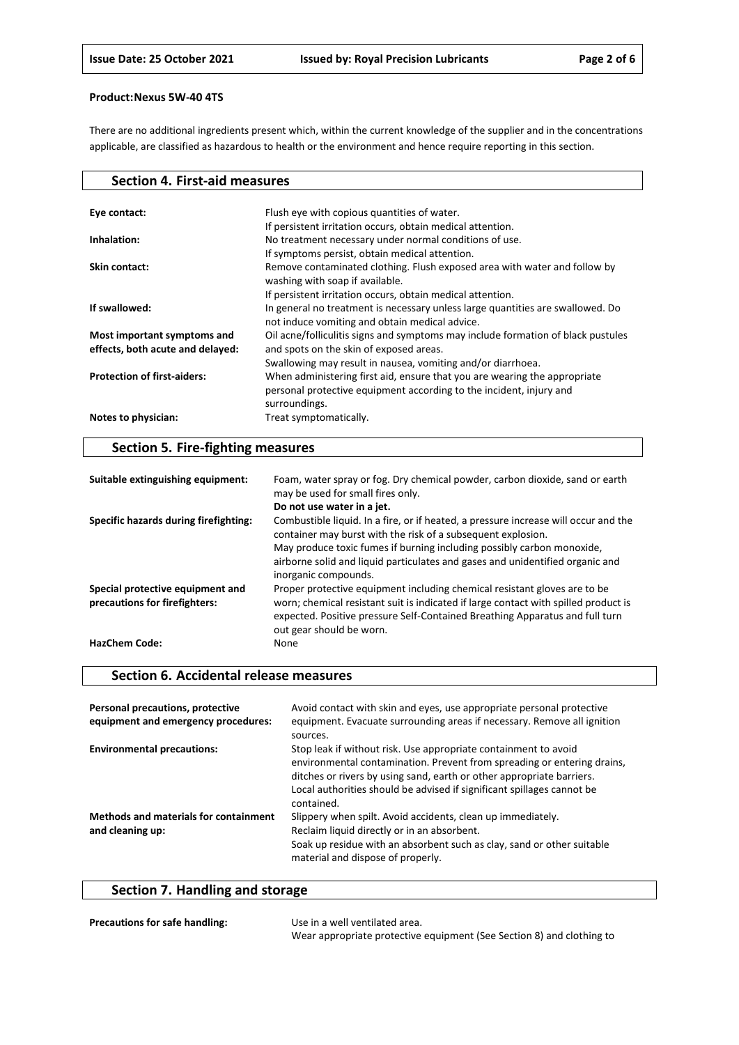**Product:Nexus 5W-40 4TS**

There are no additional ingredients present which, within the current knowledge of the supplier and in the concentrations applicable, are classified as hazardous to health or the environment and hence require reporting in this section.

## Section 4. First-aid measures

| | |
|---|---|
| **Eye contact:** | Flush eye with copious quantities of water. If persistent irritation occurs, obtain medical attention. |
| **Inhalation:** | No treatment necessary under normal conditions of use. If symptoms persist, obtain medical attention. |
| **Skin contact:** | Remove contaminated clothing. Flush exposed area with water and follow by washing with soap if available. If persistent irritation occurs, obtain medical attention. |
| **If swallowed:** | In general no treatment is necessary unless large quantities are swallowed. Do not induce vomiting and obtain medical advice. |
| **Most important symptoms and effects, both acute and delayed:** | Oil acne/folliculitis signs and symptoms may include formation of black pustules and spots on the skin of exposed areas. Swallowing may result in nausea, vomiting and/or diarrhoea. |
| **Protection of first-aiders:** | When administering first aid, ensure that you are wearing the appropriate personal protective equipment according to the incident, injury and surroundings. |
| **Notes to physician:** | Treat symptomatically. |

## Section 5. Fire-fighting measures

| | |
|---|---|
| **Suitable extinguishing equipment:** | Foam, water spray or fog. Dry chemical powder, carbon dioxide, sand or earth may be used for small fires only. **Do not use water in a jet.** |
| **Specific hazards during firefighting:** | Combustible liquid. In a fire, or if heated, a pressure increase will occur and the container may burst with the risk of a subsequent explosion. May produce toxic fumes if burning including possibly carbon monoxide, airborne solid and liquid particulates and gases and unidentified organic and inorganic compounds. |
| **Special protective equipment and precautions for firefighters:** | Proper protective equipment including chemical resistant gloves are to be worn; chemical resistant suit is indicated if large contact with spilled product is expected. Positive pressure Self-Contained Breathing Apparatus and full turn out gear should be worn. |
| **HazChem Code:** | None |

## Section 6. Accidental release measures

| | |
|---|---|
| **Personal precautions, protective equipment and emergency procedures:** | Avoid contact with skin and eyes, use appropriate personal protective equipment. Evacuate surrounding areas if necessary. Remove all ignition sources. |
| **Environmental precautions:** | Stop leak if without risk. Use appropriate containment to avoid environmental contamination. Prevent from spreading or entering drains, ditches or rivers by using sand, earth or other appropriate barriers. Local authorities should be advised if significant spillages cannot be contained. |
| **Methods and materials for containment and cleaning up:** | Slippery when spilt. Avoid accidents, clean up immediately. Reclaim liquid directly or in an absorbent. Soak up residue with an absorbent such as clay, sand or other suitable material and dispose of properly. |

## Section 7. Handling and storage

| | |
|---|---|
| **Precautions for safe handling:** | Use in a well ventilated area. Wear appropriate protective equipment (See Section 8) and clothing to |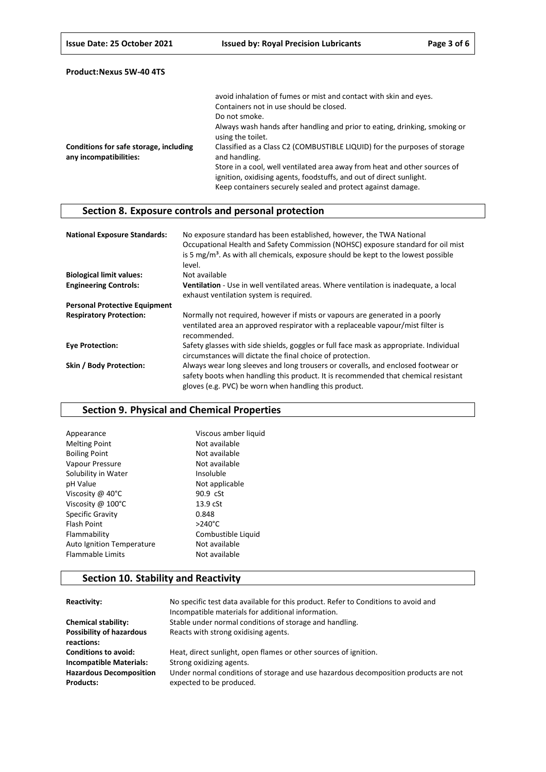**Product:Nexus 5W-40 4TS**

| | |
|---|---|
| | avoid inhalation of fumes or mist and contact with skin and eyes. Containers not in use should be closed. Do not smoke. Always wash hands after handling and prior to eating, drinking, smoking or using the toilet. |
| **Conditions for safe storage, including any incompatibilities:** | Classified as a Class C2 (COMBUSTIBLE LIQUID) for the purposes of storage and handling. Store in a cool, well ventilated area away from heat and other sources of ignition, oxidising agents, foodstuffs, and out of direct sunlight. Keep containers securely sealed and protect against damage. |

## Section 8. Exposure controls and personal protection

| | |
|---|---|
| **National Exposure Standards:** | No exposure standard has been established, however, the TWA National Occupational Health and Safety Commission (NOHSC) exposure standard for oil mist is 5 mg/m³. As with all chemicals, exposure should be kept to the lowest possible level. |
| **Biological limit values:** | Not available |
| **Engineering Controls:** | **Ventilation** - Use in well ventilated areas. Where ventilation is inadequate, a local exhaust ventilation system is required. |
| **Personal Protective Equipment** | |
| **Respiratory Protection:** | Normally not required, however if mists or vapours are generated in a poorly ventilated area an approved respirator with a replaceable vapour/mist filter is recommended. |
| **Eye Protection:** | Safety glasses with side shields, goggles or full face mask as appropriate. Individual circumstances will dictate the final choice of protection. |
| **Skin / Body Protection:** | Always wear long sleeves and long trousers or coveralls, and enclosed footwear or safety boots when handling this product. It is recommended that chemical resistant gloves (e.g. PVC) be worn when handling this product. |

## Section 9. Physical and Chemical Properties

| | |
|---|---|
| Appearance | Viscous amber liquid |
| Melting Point | Not available |
| Boiling Point | Not available |
| Vapour Pressure | Not available |
| Solubility in Water | Insoluble |
| pH Value | Not applicable |
| Viscosity @ 40°C | 90.9 cSt |
| Viscosity @ 100°C | 13.9 cSt |
| Specific Gravity | 0.848 |
| Flash Point | >240°C |
| Flammability | Combustible Liquid |
| Auto Ignition Temperature | Not available |
| Flammable Limits | Not available |

## Section 10. Stability and Reactivity

| | |
|---|---|
| **Reactivity:** | No specific test data available for this product. Refer to Conditions to avoid and Incompatible materials for additional information. |
| **Chemical stability:** | Stable under normal conditions of storage and handling. |
| **Possibility of hazardous reactions:** | Reacts with strong oxidising agents. |
| **Conditions to avoid:** | Heat, direct sunlight, open flames or other sources of ignition. |
| **Incompatible Materials:** | Strong oxidizing agents. |
| **Hazardous Decomposition Products:** | Under normal conditions of storage and use hazardous decomposition products are not expected to be produced. |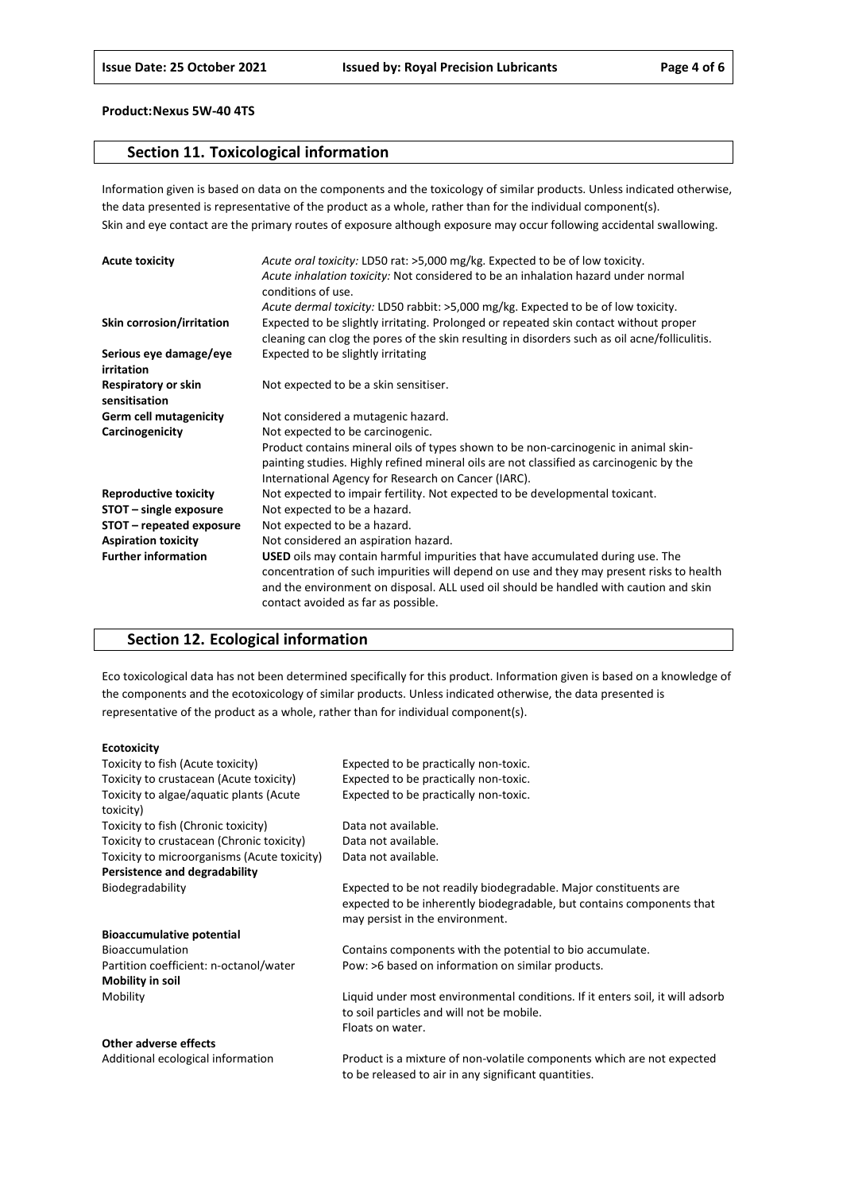**Product:Nexus 5W-40 4TS**

## Section 11. Toxicological information

Information given is based on data on the components and the toxicology of similar products. Unless indicated otherwise, the data presented is representative of the product as a whole, rather than for the individual component(s).
Skin and eye contact are the primary routes of exposure although exposure may occur following accidental swallowing.

| | |
|---|---|
| **Acute toxicity** | *Acute oral toxicity:* LD50 rat: >5,000 mg/kg. Expected to be of low toxicity.<br>*Acute inhalation toxicity:* Not considered to be an inhalation hazard under normal conditions of use.<br>*Acute dermal toxicity:* LD50 rabbit: >5,000 mg/kg. Expected to be of low toxicity. |
| **Skin corrosion/irritation** | Expected to be slightly irritating. Prolonged or repeated skin contact without proper cleaning can clog the pores of the skin resulting in disorders such as oil acne/folliculitis. |
| **Serious eye damage/eye irritation** | Expected to be slightly irritating |
| **Respiratory or skin sensitisation** | Not expected to be a skin sensitiser. |
| **Germ cell mutagenicity** | Not considered a mutagenic hazard. |
| **Carcinogenicity** | Not expected to be carcinogenic.<br>Product contains mineral oils of types shown to be non-carcinogenic in animal skin-painting studies. Highly refined mineral oils are not classified as carcinogenic by the International Agency for Research on Cancer (IARC). |
| **Reproductive toxicity** | Not expected to impair fertility. Not expected to be developmental toxicant. |
| **STOT – single exposure** | Not expected to be a hazard. |
| **STOT – repeated exposure** | Not expected to be a hazard. |
| **Aspiration toxicity** | Not considered an aspiration hazard. |
| **Further information** | **USED** oils may contain harmful impurities that have accumulated during use. The concentration of such impurities will depend on use and they may present risks to health and the environment on disposal. ALL used oil should be handled with caution and skin contact avoided as far as possible. |

## Section 12. Ecological information

Eco toxicological data has not been determined specifically for this product. Information given is based on a knowledge of the components and the ecotoxicology of similar products. Unless indicated otherwise, the data presented is representative of the product as a whole, rather than for individual component(s).

| | |
|---|---|
| **Ecotoxicity** | |
| Toxicity to fish (Acute toxicity) | Expected to be practically non-toxic. |
| Toxicity to crustacean (Acute toxicity) | Expected to be practically non-toxic. |
| Toxicity to algae/aquatic plants (Acute toxicity) | Expected to be practically non-toxic. |
| Toxicity to fish (Chronic toxicity) | Data not available. |
| Toxicity to crustacean (Chronic toxicity) | Data not available. |
| Toxicity to microorganisms (Acute toxicity) | Data not available. |
| **Persistence and degradability** | |
| Biodegradability | Expected to be not readily biodegradable. Major constituents are expected to be inherently biodegradable, but contains components that may persist in the environment. |
| **Bioaccumulative potential** | |
| Bioaccumulation | Contains components with the potential to bio accumulate. |
| Partition coefficient: n-octanol/water | Pow: >6 based on information on similar products. |
| **Mobility in soil** | |
| Mobility | Liquid under most environmental conditions. If it enters soil, it will adsorb to soil particles and will not be mobile.<br>Floats on water. |
| **Other adverse effects** | |
| Additional ecological information | Product is a mixture of non-volatile components which are not expected to be released to air in any significant quantities. |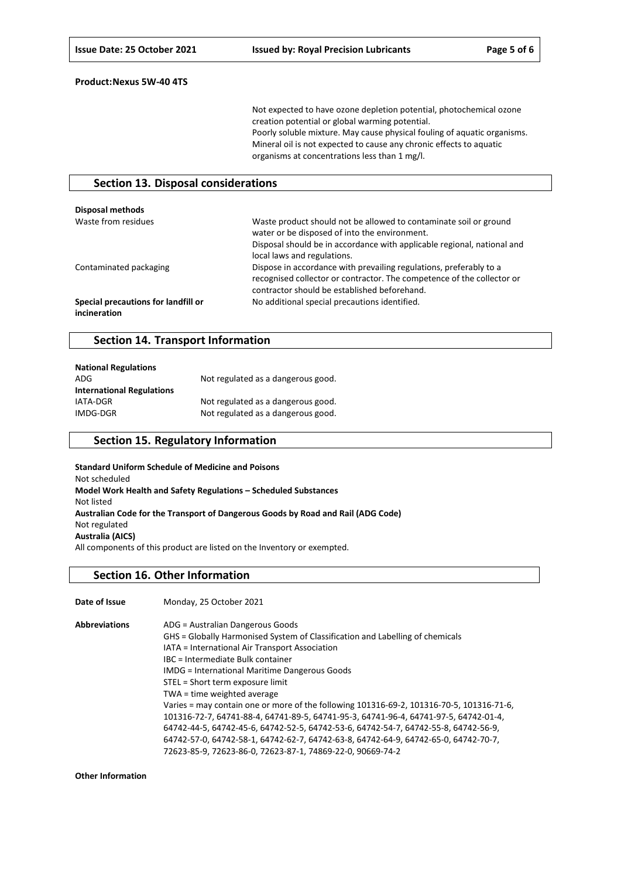**Product:Nexus 5W-40 4TS**

Not expected to have ozone depletion potential, photochemical ozone creation potential or global warming potential.
Poorly soluble mixture. May cause physical fouling of aquatic organisms.
Mineral oil is not expected to cause any chronic effects to aquatic organisms at concentrations less than 1 mg/l.

## Section 13. Disposal considerations

**Disposal methods**

| | |
|---|---|
| Waste from residues | Waste product should not be allowed to contaminate soil or ground water or be disposed of into the environment. Disposal should be in accordance with applicable regional, national and local laws and regulations. |
| Contaminated packaging | Dispose in accordance with prevailing regulations, preferably to a recognised collector or contractor. The competence of the collector or contractor should be established beforehand. |
| **Special precautions for landfill or incineration** | No additional special precautions identified. |

## Section 14. Transport Information

**National Regulations**

| | |
|---|---|
| ADG | Not regulated as a dangerous good. |

**International Regulations**

| | |
|---|---|
| IATA-DGR | Not regulated as a dangerous good. |
| IMDG-DGR | Not regulated as a dangerous good. |

## Section 15. Regulatory Information

**Standard Uniform Schedule of Medicine and Poisons**
Not scheduled
**Model Work Health and Safety Regulations – Scheduled Substances**
Not listed
**Australian Code for the Transport of Dangerous Goods by Road and Rail (ADG Code)**
Not regulated
**Australia (AICS)**
All components of this product are listed on the Inventory or exempted.

## Section 16. Other Information

**Date of Issue** Monday, 25 October 2021

**Abbreviations**
ADG = Australian Dangerous Goods
GHS = Globally Harmonised System of Classification and Labelling of chemicals
IATA = International Air Transport Association
IBC = Intermediate Bulk container
IMDG = International Maritime Dangerous Goods
STEL = Short term exposure limit
TWA = time weighted average
Varies = may contain one or more of the following 101316-69-2, 101316-70-5, 101316-71-6, 101316-72-7, 64741-88-4, 64741-89-5, 64741-95-3, 64741-96-4, 64741-97-5, 64742-01-4, 64742-44-5, 64742-45-6, 64742-52-5, 64742-53-6, 64742-54-7, 64742-55-8, 64742-56-9, 64742-57-0, 64742-58-1, 64742-62-7, 64742-63-8, 64742-64-9, 64742-65-0, 64742-70-7, 72623-85-9, 72623-86-0, 72623-87-1, 74869-22-0, 90669-74-2

**Other Information**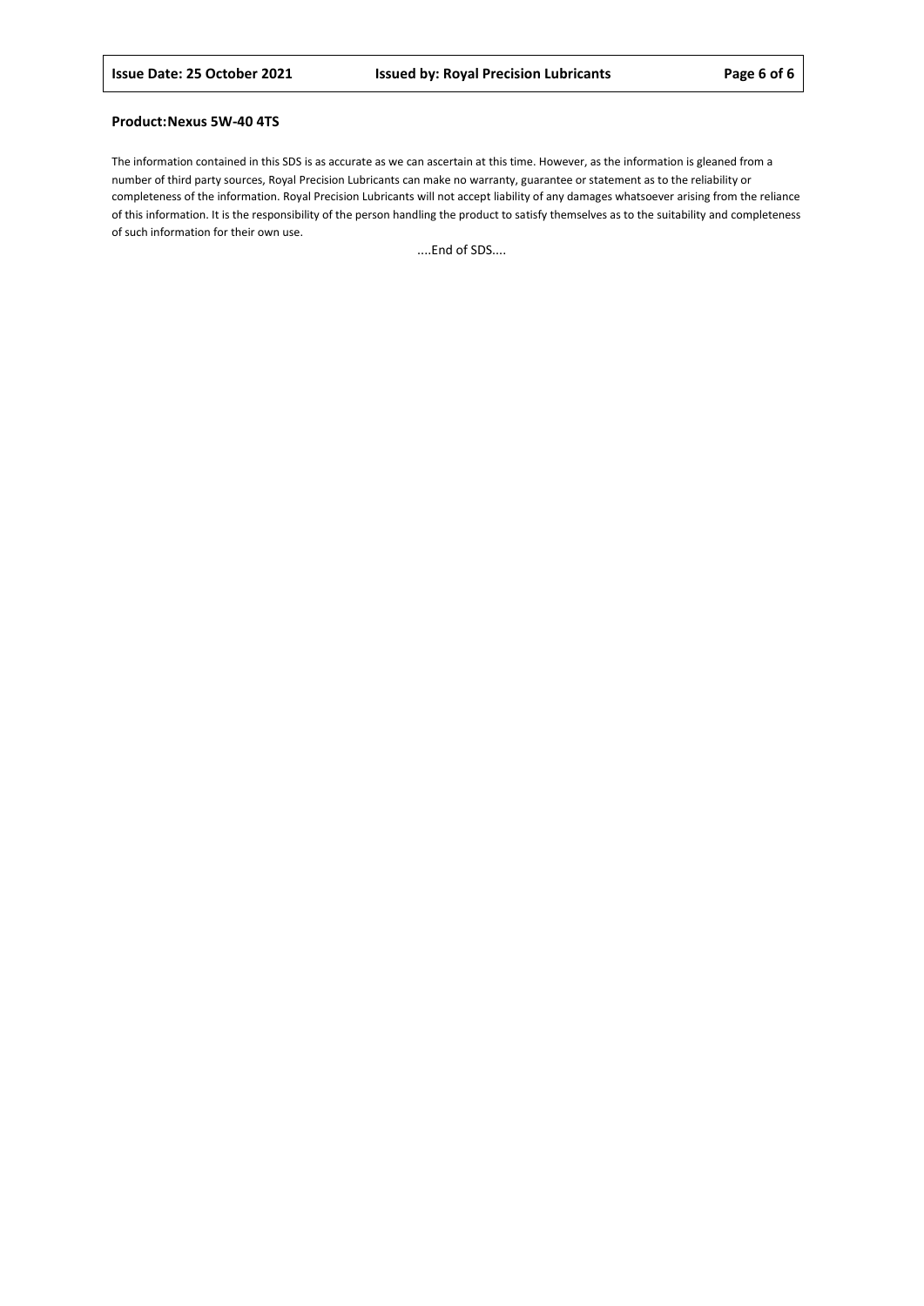**Product:Nexus 5W-40 4TS**

The information contained in this SDS is as accurate as we can ascertain at this time. However, as the information is gleaned from a number of third party sources, Royal Precision Lubricants can make no warranty, guarantee or statement as to the reliability or completeness of the information. Royal Precision Lubricants will not accept liability of any damages whatsoever arising from the reliance of this information. It is the responsibility of the person handling the product to satisfy themselves as to the suitability and completeness of such information for their own use.

....End of SDS....